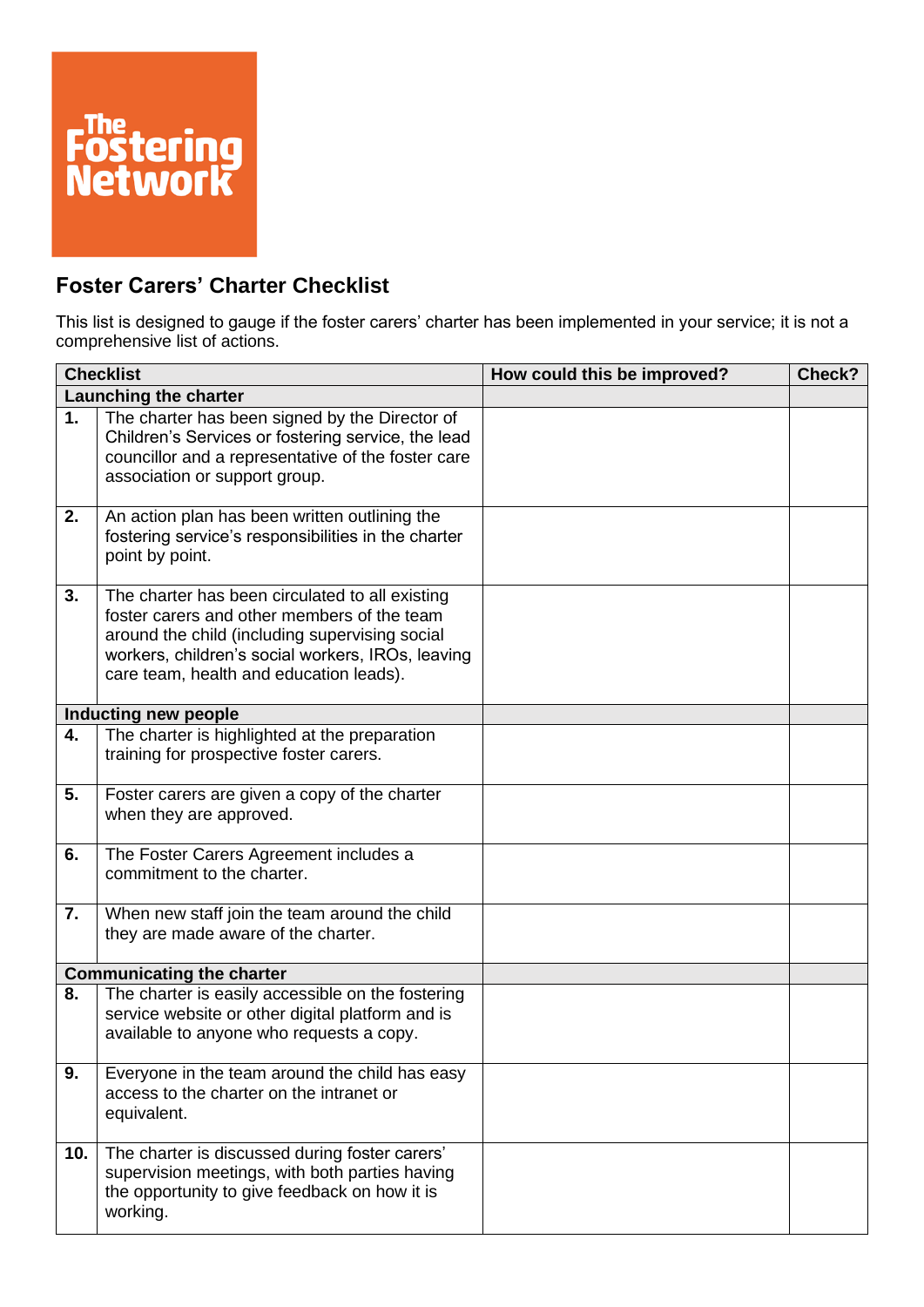The Fostering Network

# Foster Carers' Charter Checklist

This list is designed to gauge if the foster carers' charter has been implemented in your service; it is not a comprehensive list of actions.

| Checklist | | How could this be improved? | Check? |
|---|---|---|---|
| **Launching the charter** | | | |
| **1.** | The charter has been signed by the Director of Children's Services or fostering service, the lead councillor and a representative of the foster care association or support group. | | |
| **2.** | An action plan has been written outlining the fostering service's responsibilities in the charter point by point. | | |
| **3.** | The charter has been circulated to all existing foster carers and other members of the team around the child (including supervising social workers, children's social workers, IROs, leaving care team, health and education leads). | | |
| **Inducting new people** | | | |
| **4.** | The charter is highlighted at the preparation training for prospective foster carers. | | |
| **5.** | Foster carers are given a copy of the charter when they are approved. | | |
| **6.** | The Foster Carers Agreement includes a commitment to the charter. | | |
| **7.** | When new staff join the team around the child they are made aware of the charter. | | |
| **Communicating the charter** | | | |
| **8.** | The charter is easily accessible on the fostering service website or other digital platform and is available to anyone who requests a copy. | | |
| **9.** | Everyone in the team around the child has easy access to the charter on the intranet or equivalent. | | |
| **10.** | The charter is discussed during foster carers' supervision meetings, with both parties having the opportunity to give feedback on how it is working. | | |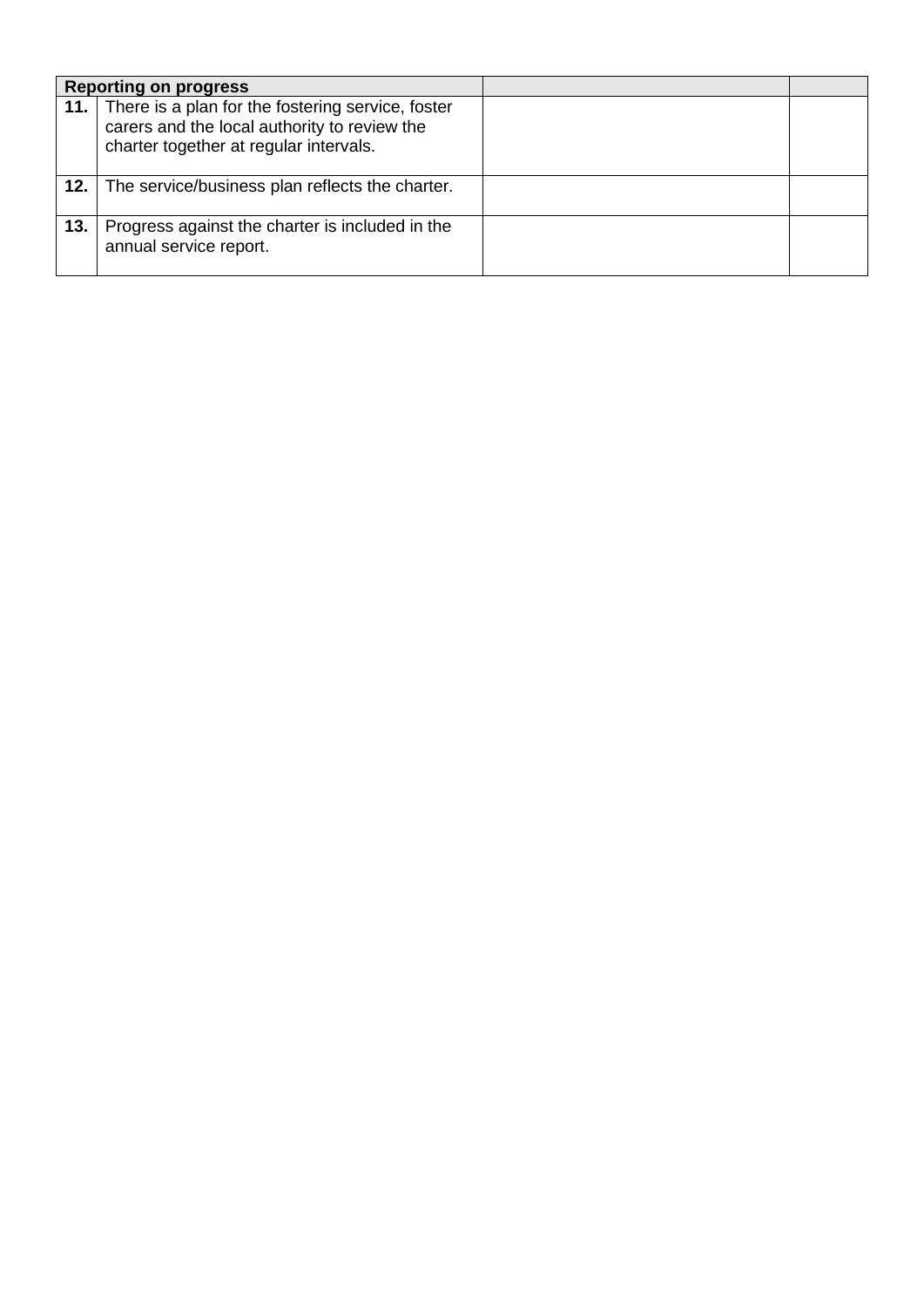| Reporting on progress | | | |
|---|---|---|---|
| **11.** | There is a plan for the fostering service, foster carers and the local authority to review the charter together at regular intervals. | | |
| **12.** | The service/business plan reflects the charter. | | |
| **13.** | Progress against the charter is included in the annual service report. | | |